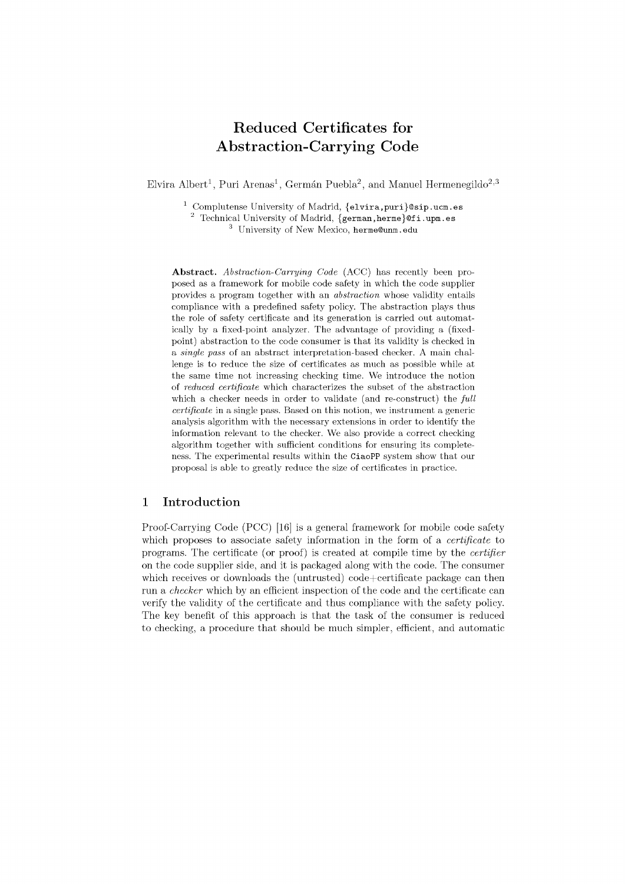# Reduced Certificates for Abstraction-Carrying Code

Elvira Albert[1], Puri Arenas[1], Germán Puebla[2], and Manuel Hermenegildo[2,3]

[1] Complutense University of Madrid, {elvira,puri}@sip.ucm.es
[2] Technical University of Madrid, {german,herme}@fi.upm.es
[3] University of New Mexico, herme@unm.edu

**Abstract.** *Abstraction-Carrying Code* (ACC) has recently been proposed as a framework for mobile code safety in which the code supplier provides a program together with an *abstraction* whose validity entails compliance with a predefined safety policy. The abstraction plays thus the role of safety certificate and its generation is carried out automatically by a fixed-point analyzer. The advantage of providing a (fixed-point) abstraction to the code consumer is that its validity is checked in a *single pass* of an abstract interpretation-based checker. A main challenge is to reduce the size of certificates as much as possible while at the same time not increasing checking time. We introduce the notion of *reduced certificate* which characterizes the subset of the abstraction which a checker needs in order to validate (and re-construct) the *full certificate* in a single pass. Based on this notion, we instrument a generic analysis algorithm with the necessary extensions in order to identify the information relevant to the checker. We also provide a correct checking algorithm together with sufficient conditions for ensuring its completeness. The experimental results within the CiaoPP system show that our proposal is able to greatly reduce the size of certificates in practice.

## 1 Introduction

Proof-Carrying Code (PCC) [16] is a general framework for mobile code safety which proposes to associate safety information in the form of a *certificate* to programs. The certificate (or proof) is created at compile time by the *certifier* on the code supplier side, and it is packaged along with the code. The consumer which receives or downloads the (untrusted) code+certificate package can then run a *checker* which by an efficient inspection of the code and the certificate can verify the validity of the certificate and thus compliance with the safety policy. The key benefit of this approach is that the task of the consumer is reduced to checking, a procedure that should be much simpler, efficient, and automatic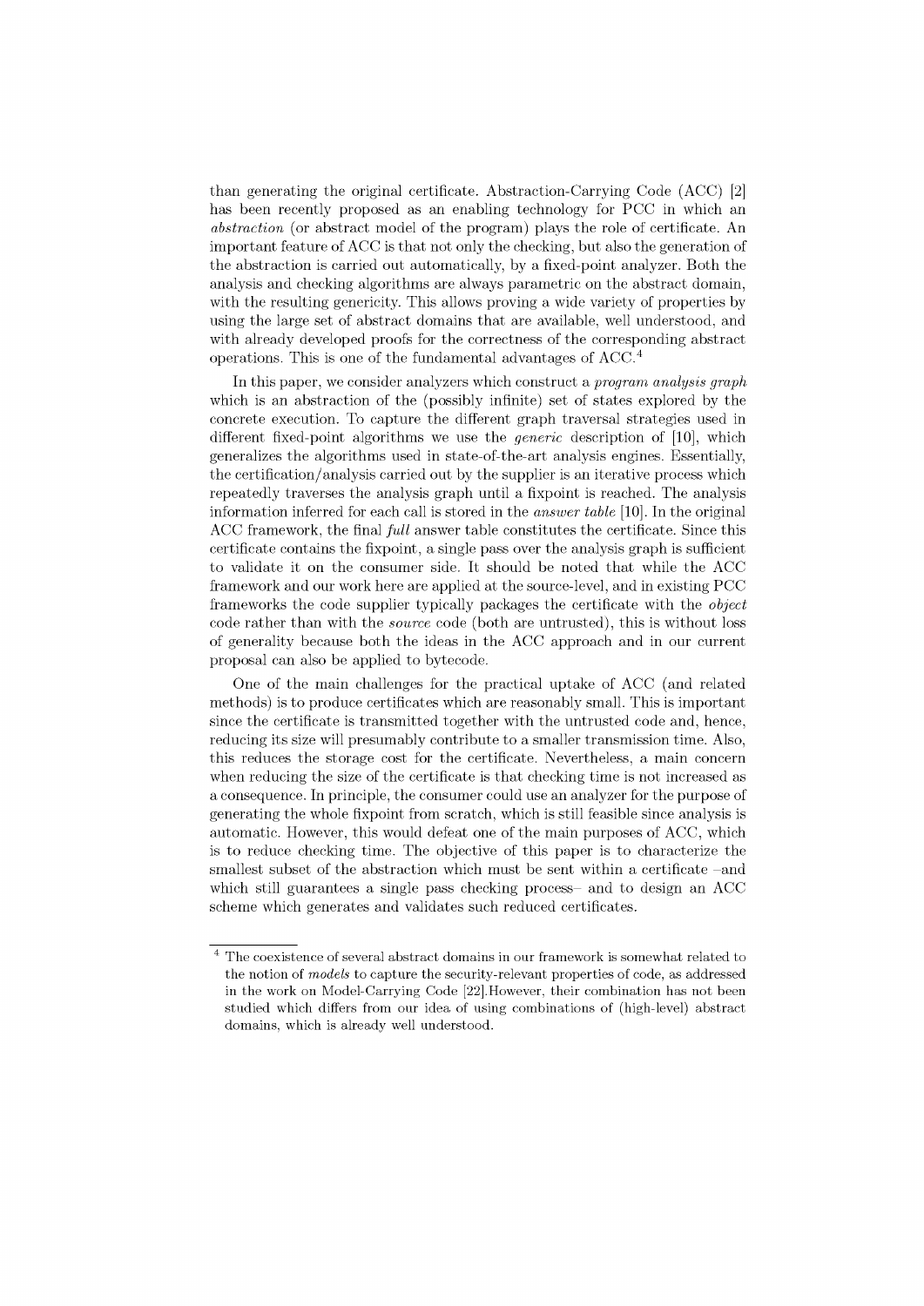than generating the original certificate. Abstraction-Carrying Code (ACC) [2] has been recently proposed as an enabling technology for PCC in which an *abstraction* (or abstract model of the program) plays the role of certificate. An important feature of ACC is that not only the checking, but also the generation of the abstraction is carried out automatically, by a fixed-point analyzer. Both the analysis and checking algorithms are always parametric on the abstract domain, with the resulting genericity. This allows proving a wide variety of properties by using the large set of abstract domains that are available, well understood, and with already developed proofs for the correctness of the corresponding abstract operations. This is one of the fundamental advantages of ACC.[4]

In this paper, we consider analyzers which construct a *program analysis graph* which is an abstraction of the (possibly infinite) set of states explored by the concrete execution. To capture the different graph traversal strategies used in different fixed-point algorithms we use the *generic* description of [10], which generalizes the algorithms used in state-of-the-art analysis engines. Essentially, the certification/analysis carried out by the supplier is an iterative process which repeatedly traverses the analysis graph until a fixpoint is reached. The analysis information inferred for each call is stored in the *answer table* [10]. In the original ACC framework, the final *full* answer table constitutes the certificate. Since this certificate contains the fixpoint, a single pass over the analysis graph is sufficient to validate it on the consumer side. It should be noted that while the ACC framework and our work here are applied at the source-level, and in existing PCC frameworks the code supplier typically packages the certificate with the *object* code rather than with the *source* code (both are untrusted), this is without loss of generality because both the ideas in the ACC approach and in our current proposal can also be applied to bytecode.

One of the main challenges for the practical uptake of ACC (and related methods) is to produce certificates which are reasonably small. This is important since the certificate is transmitted together with the untrusted code and, hence, reducing its size will presumably contribute to a smaller transmission time. Also, this reduces the storage cost for the certificate. Nevertheless, a main concern when reducing the size of the certificate is that checking time is not increased as a consequence. In principle, the consumer could use an analyzer for the purpose of generating the whole fixpoint from scratch, which is still feasible since analysis is automatic. However, this would defeat one of the main purposes of ACC, which is to reduce checking time. The objective of this paper is to characterize the smallest subset of the abstraction which must be sent within a certificate –and which still guarantees a single pass checking process– and to design an ACC scheme which generates and validates such reduced certificates.

[4] The coexistence of several abstract domains in our framework is somewhat related to the notion of *models* to capture the security-relevant properties of code, as addressed in the work on Model-Carrying Code [22].However, their combination has not been studied which differs from our idea of using combinations of (high-level) abstract domains, which is already well understood.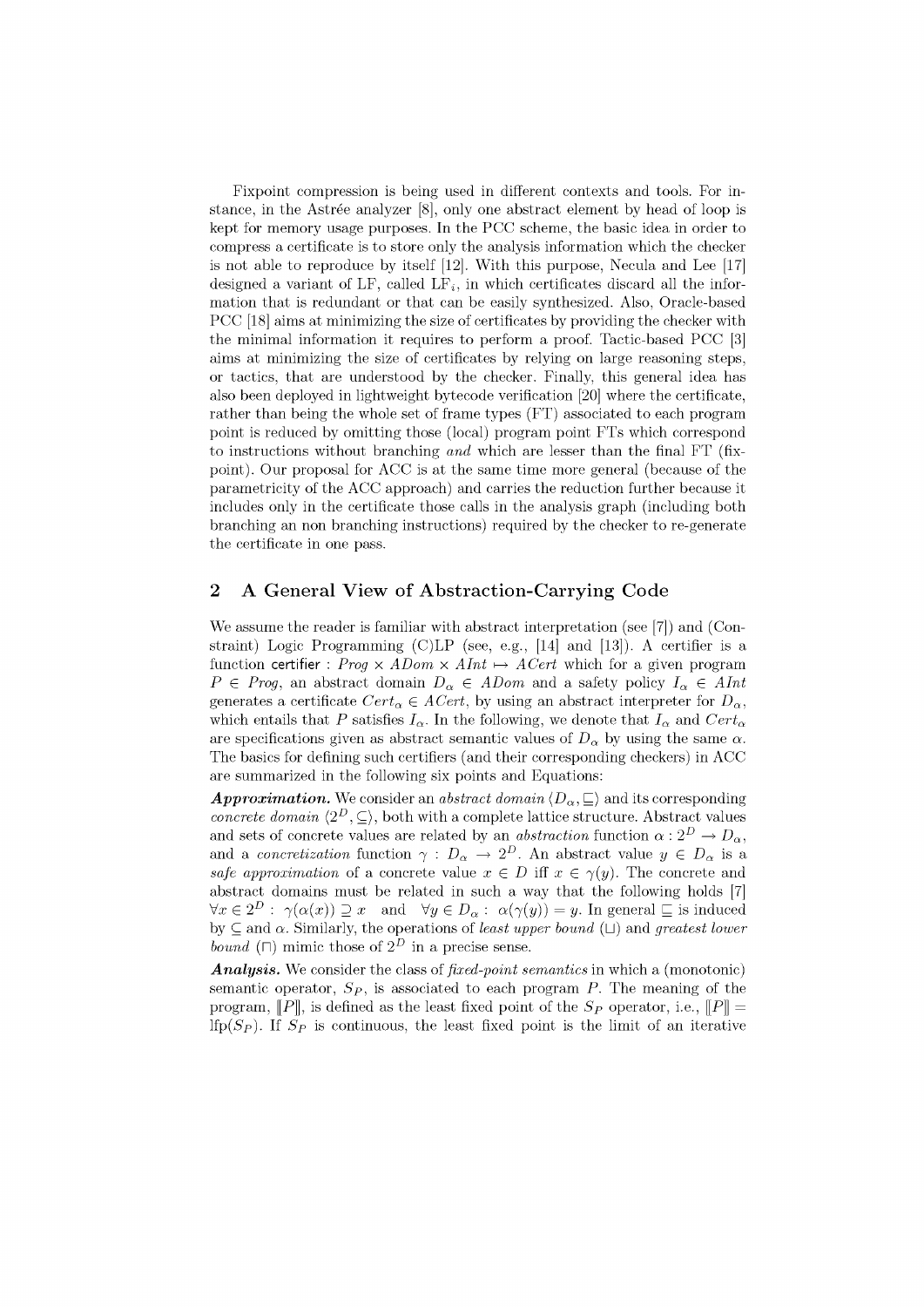Fixpoint compression is being used in different contexts and tools. For instance, in the Astrée analyzer [8], only one abstract element by head of loop is kept for memory usage purposes. In the PCC scheme, the basic idea in order to compress a certificate is to store only the analysis information which the checker is not able to reproduce by itself [12]. With this purpose, Necula and Lee [17] designed a variant of LF, called $LF_i$, in which certificates discard all the information that is redundant or that can be easily synthesized. Also, Oracle-based PCC [18] aims at minimizing the size of certificates by providing the checker with the minimal information it requires to perform a proof. Tactic-based PCC [3] aims at minimizing the size of certificates by relying on large reasoning steps, or tactics, that are understood by the checker. Finally, this general idea has also been deployed in lightweight bytecode verification [20] where the certificate, rather than being the whole set of frame types (FT) associated to each program point is reduced by omitting those (local) program point FTs which correspond to instructions without branching *and* which are lesser than the final FT (fixpoint). Our proposal for ACC is at the same time more general (because of the parametricity of the ACC approach) and carries the reduction further because it includes only in the certificate those calls in the analysis graph (including both branching an non branching instructions) required by the checker to re-generate the certificate in one pass.

## 2 A General View of Abstraction-Carrying Code

We assume the reader is familiar with abstract interpretation (see [7]) and (Constraint) Logic Programming (C)LP (see, e.g., [14] and [13]). A certifier is a function $\mathsf{certifier} : Prog \times ADom \times AInt \mapsto ACert$ which for a given program $P \in Prog$, an abstract domain $D_\alpha \in ADom$ and a safety policy $I_\alpha \in AInt$ generates a certificate $Cert_\alpha \in ACert$, by using an abstract interpreter for $D_\alpha$, which entails that $P$ satisfies $I_\alpha$. In the following, we denote that $I_\alpha$ and $Cert_\alpha$ are specifications given as abstract semantic values of $D_\alpha$ by using the same $\alpha$. The basics for defining such certifiers (and their corresponding checkers) in ACC are summarized in the following six points and Equations:

***Approximation.*** We consider an *abstract domain* $\langle D_\alpha, \sqsubseteq \rangle$ and its corresponding *concrete domain* $\langle 2^D, \subseteq \rangle$, both with a complete lattice structure. Abstract values and sets of concrete values are related by an *abstraction* function $\alpha : 2^D \rightarrow D_\alpha$, and a *concretization* function $\gamma : D_\alpha \rightarrow 2^D$. An abstract value $y \in D_\alpha$ is a *safe approximation* of a concrete value $x \in D$ iff $x \in \gamma(y)$. The concrete and abstract domains must be related in such a way that the following holds [7] $\forall x \in 2^D : \gamma(\alpha(x)) \supseteq x$ and $\forall y \in D_\alpha : \alpha(\gamma(y)) = y$. In general $\sqsubseteq$ is induced by $\subseteq$ and $\alpha$. Similarly, the operations of *least upper bound* ($\sqcup$) and *greatest lower bound* ($\sqcap$) mimic those of $2^D$ in a precise sense.

***Analysis.*** We consider the class of *fixed-point semantics* in which a (monotonic) semantic operator, $S_P$, is associated to each program $P$. The meaning of the program, $[\![P]\!]$, is defined as the least fixed point of the $S_P$ operator, i.e., $[\![P]\!] = \text{lfp}(S_P)$. If $S_P$ is continuous, the least fixed point is the limit of an iterative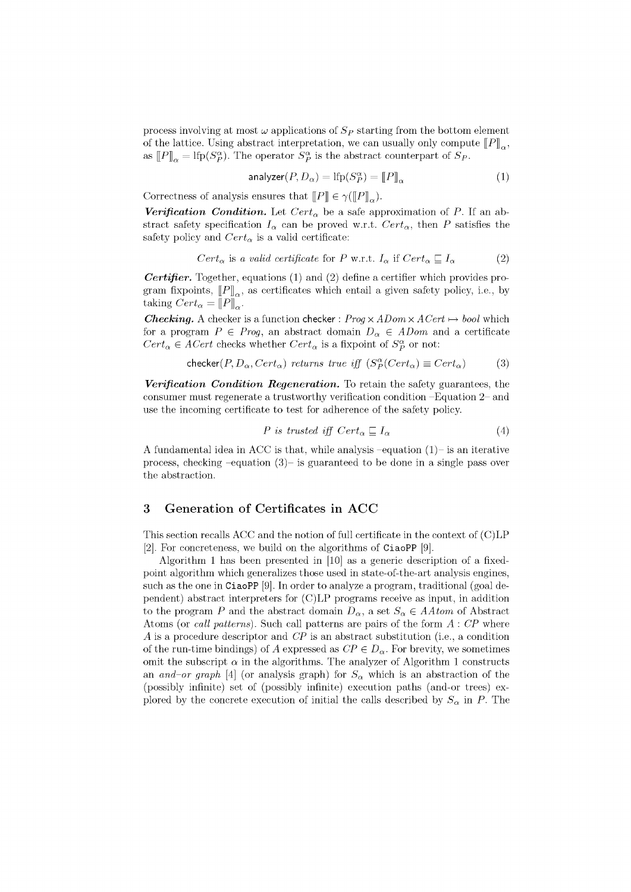process involving at most $\omega$ applications of $S_P$ starting from the bottom element of the lattice. Using abstract interpretation, we can usually only compute $[\![P]\!]_\alpha$, as $[\![P]\!]_\alpha = \text{lfp}(S_P^\alpha)$. The operator $S_P^\alpha$ is the abstract counterpart of $S_P$.

$$\mathsf{analyzer}(P, D_\alpha) = \text{lfp}(S_P^\alpha) = [\![P]\!]_\alpha \tag{1}$$

Correctness of analysis ensures that $[\![P]\!] \in \gamma([\![P]\!]_\alpha)$.

***Verification Condition.*** Let $Cert_\alpha$ be a safe approximation of $P$. If an abstract safety specification $I_\alpha$ can be proved w.r.t. $Cert_\alpha$, then $P$ satisfies the safety policy and $Cert_\alpha$ is a valid certificate:

$$Cert_\alpha \text{ is a } \textit{valid certificate} \text{ for } P \text{ w.r.t. } I_\alpha \text{ if } Cert_\alpha \sqsubseteq I_\alpha \tag{2}$$

***Certifier.*** Together, equations (1) and (2) define a certifier which provides program fixpoints, $[\![P]\!]_\alpha$, as certificates which entail a given safety policy, i.e., by taking $Cert_\alpha = [\![P]\!]_\alpha$.

***Checking.*** A checker is a function $\mathsf{checker} : \textit{Prog} \times \textit{ADom} \times \textit{ACert} \mapsto \textit{bool}$ which for a program $P \in \textit{Prog}$, an abstract domain $D_\alpha \in \textit{ADom}$ and a certificate $Cert_\alpha \in \textit{ACert}$ checks whether $Cert_\alpha$ is a fixpoint of $S_P^\alpha$ or not:

$$\mathsf{checker}(P, D_\alpha, Cert_\alpha) \textit{ returns true iff } (S_P^\alpha(Cert_\alpha) \equiv Cert_\alpha) \tag{3}$$

***Verification Condition Regeneration.*** To retain the safety guarantees, the consumer must regenerate a trustworthy verification condition –Equation 2– and use the incoming certificate to test for adherence of the safety policy.

$$P \textit{ is trusted iff } Cert_\alpha \sqsubseteq I_\alpha \tag{4}$$

A fundamental idea in ACC is that, while analysis –equation (1)– is an iterative process, checking –equation (3)– is guaranteed to be done in a single pass over the abstraction.

## 3 Generation of Certificates in ACC

This section recalls ACC and the notion of full certificate in the context of (C)LP [2]. For concreteness, we build on the algorithms of `CiaoPP` [9].

Algorithm 1 has been presented in [10] as a generic description of a fixed-point algorithm which generalizes those used in state-of-the-art analysis engines, such as the one in `CiaoPP` [9]. In order to analyze a program, traditional (goal dependent) abstract interpreters for (C)LP programs receive as input, in addition to the program $P$ and the abstract domain $D_\alpha$, a set $S_\alpha \in \textit{AAtom}$ of Abstract Atoms (or *call patterns*). Such call patterns are pairs of the form $A : CP$ where $A$ is a procedure descriptor and $CP$ is an abstract substitution (i.e., a condition of the run-time bindings) of $A$ expressed as $CP \in D_\alpha$. For brevity, we sometimes omit the subscript $\alpha$ in the algorithms. The analyzer of Algorithm 1 constructs an *and–or graph* [4] (or analysis graph) for $S_\alpha$ which is an abstraction of the (possibly infinite) set of (possibly infinite) execution paths (and-or trees) explored by the concrete execution of initial the calls described by $S_\alpha$ in $P$. The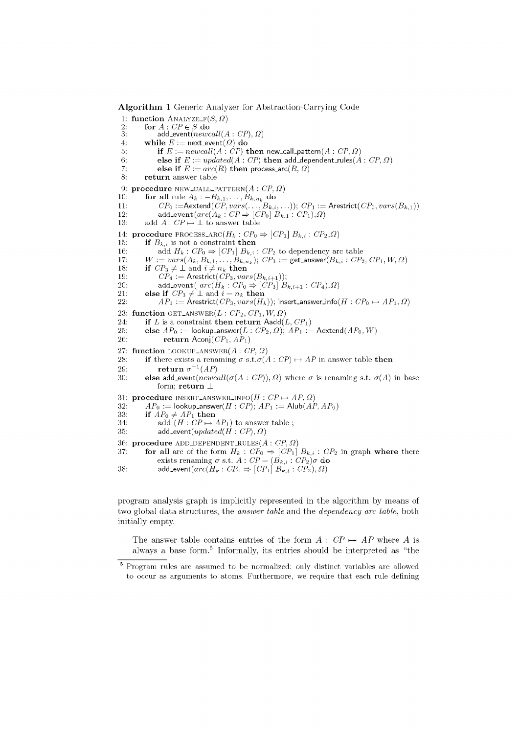**Algorithm 1** Generic Analyzer for Abstraction-Carrying Code

```
 1: function ANALYZE_F(S, Ω)
 2:     for A : CP ∈ S do
 3:         add_event(newcall(A : CP), Ω)
 4:     while E := next_event(Ω) do
 5:         if E := newcall(A : CP) then new_call_pattern(A : CP, Ω)
 6:         else if E := updated(A : CP) then add_dependent_rules(A : CP, Ω)
 7:         else if E := arc(R) then process_arc(R, Ω)
 8:     return answer table
 9: procedure NEW_CALL_PATTERN(A : CP, Ω)
10:     for all rule A_k :- B_{k,1}, ..., B_{k,n_k} do
11:         CP_0 := Aextend(CP, vars(..., B_{k,i}, ...)); CP_1 := Arestrict(CP_0, vars(B_{k,1}))
12:         add_event(arc(A_k : CP ⇒ [CP_0] B_{k,1} : CP_1), Ω)
13:     add A : CP ↦ ⊥ to answer table
14: procedure PROCESS_ARC(H_k : CP_0 ⇒ [CP_1] B_{k,i} : CP_2, Ω)
15:     if B_{k,i} is not a constraint then
16:         add H_k : CP_0 ⇒ [CP_1] B_{k,i} : CP_2 to dependency arc table
17:     W := vars(A_k, B_{k,1}, ..., B_{k,n_k}); CP_3 := get_answer(B_{k,i} : CP_2, CP_1, W, Ω)
18:     if CP_3 ≠ ⊥ and i ≠ n_k then
19:         CP_4 := Arestrict(CP_3, vars(B_{k,i+1}));
20:         add_event( arc(H_k : CP_0 ⇒ [CP_3] B_{k,i+1} : CP_4), Ω)
21:     else if CP_3 ≠ ⊥ and i = n_k then
22:         AP_1 := Arestrict(CP_3, vars(H_k)); insert_answer_info(H : CP_0 ↦ AP_1, Ω)
23: function GET_ANSWER(L : CP_2, CP_1, W, Ω)
24:     if L is a constraint then return Aadd(L, CP_1)
25:     else AP_0 := lookup_answer(L : CP_2, Ω); AP_1 := Aextend(AP_0, W)
26:         return Aconj(CP_1, AP_1)
27: function LOOKUP_ANSWER(A : CP, Ω)
28:     if there exists a renaming σ s.t. σ(A : CP) ↦ AP in answer table then
29:         return σ^{-1}(AP)
30:     else add_event(newcall(σ(A : CP)), Ω) where σ is renaming s.t. σ(A) in base
            form; return ⊥
31: procedure INSERT_ANSWER_INFO(H : CP ↦ AP, Ω)
32:     AP_0 := lookup_answer(H : CP); AP_1 := Alub(AP, AP_0)
33:     if AP_0 ≠ AP_1 then
34:         add (H : CP ↦ AP_1) to answer table ;
35:         add_event(updated(H : CP), Ω)
36: procedure ADD_DEPENDENT_RULES(A : CP, Ω)
37:     for all arc of the form H_k : CP_0 ⇒ [CP_1] B_{k,i} : CP_2 in graph where there
            exists renaming σ s.t. A : CP = (B_{k,i} : CP_2)σ do
38:         add_event(arc(H_k : CP_0 ⇒ [CP_1] B_{k,i} : CP_2), Ω)
```

program analysis graph is implicitly represented in the algorithm by means of two global data structures, the *answer table* and the *dependency arc table*, both initially empty.

– The answer table contains entries of the form $A : CP \mapsto AP$ where $A$ is always a base form.[5] Informally, its entries should be interpreted as "the

[5] Program rules are assumed to be normalized: only distinct variables are allowed to occur as arguments to atoms. Furthermore, we require that each rule defining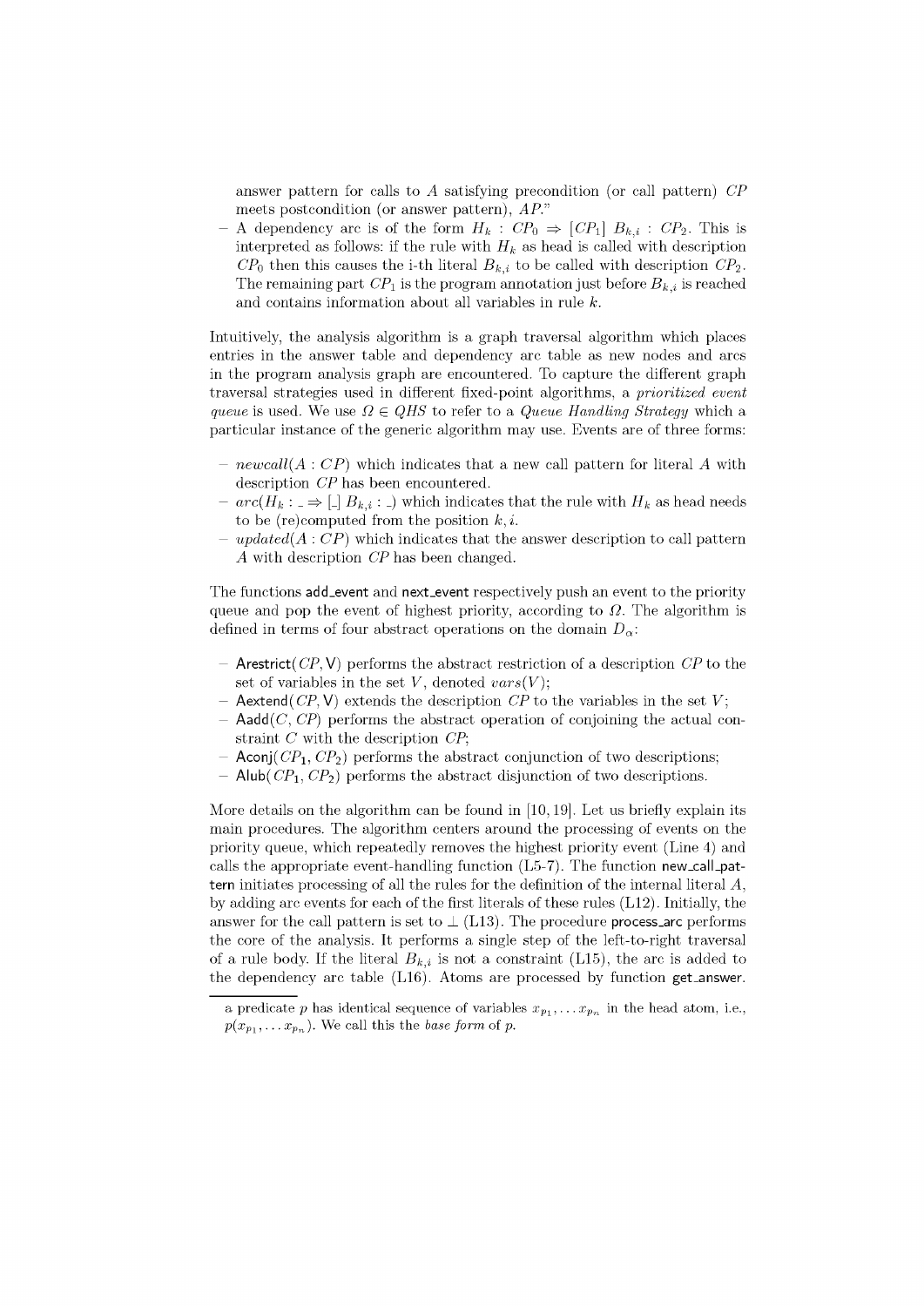answer pattern for calls to $A$ satisfying precondition (or call pattern) $CP$ meets postcondition (or answer pattern), $AP$."

- A dependency arc is of the form $H_k : CP_0 \Rightarrow [CP_1]\ B_{k,i} : CP_2$. This is interpreted as follows: if the rule with $H_k$ as head is called with description $CP_0$ then this causes the i-th literal $B_{k,i}$ to be called with description $CP_2$. The remaining part $CP_1$ is the program annotation just before $B_{k,i}$ is reached and contains information about all variables in rule $k$.

Intuitively, the analysis algorithm is a graph traversal algorithm which places entries in the answer table and dependency arc table as new nodes and arcs in the program analysis graph are encountered. To capture the different graph traversal strategies used in different fixed-point algorithms, a *prioritized event queue* is used. We use $\Omega \in QHS$ to refer to a *Queue Handling Strategy* which a particular instance of the generic algorithm may use. Events are of three forms:

- $newcall(A : CP)$ which indicates that a new call pattern for literal $A$ with description $CP$ has been encountered.
- $arc(H_k : \_ \Rightarrow [\_]\ B_{k,i} : \_)$ which indicates that the rule with $H_k$ as head needs to be (re)computed from the position $k, i$.
- $updated(A : CP)$ which indicates that the answer description to call pattern $A$ with description $CP$ has been changed.

The functions add_event and next_event respectively push an event to the priority queue and pop the event of highest priority, according to $\Omega$. The algorithm is defined in terms of four abstract operations on the domain $D_\alpha$:

- Arestrict($CP$, V) performs the abstract restriction of a description $CP$ to the set of variables in the set $V$, denoted $vars(V)$;
- Aextend($CP$, V) extends the description $CP$ to the variables in the set $V$;
- Aadd($C$, $CP$) performs the abstract operation of conjoining the actual constraint $C$ with the description $CP$;
- Aconj($CP_1$, $CP_2$) performs the abstract conjunction of two descriptions;
- Alub($CP_1$, $CP_2$) performs the abstract disjunction of two descriptions.

More details on the algorithm can be found in [10, 19]. Let us briefly explain its main procedures. The algorithm centers around the processing of events on the priority queue, which repeatedly removes the highest priority event (Line 4) and calls the appropriate event-handling function (L5-7). The function new_call_pattern initiates processing of all the rules for the definition of the internal literal $A$, by adding arc events for each of the first literals of these rules (L12). Initially, the answer for the call pattern is set to $\perp$ (L13). The procedure process_arc performs the core of the analysis. It performs a single step of the left-to-right traversal of a rule body. If the literal $B_{k,i}$ is not a constraint (L15), the arc is added to the dependency arc table (L16). Atoms are processed by function get_answer.

---

a predicate $p$ has identical sequence of variables $x_{p_1}, \ldots x_{p_n}$ in the head atom, i.e., $p(x_{p_1}, \ldots x_{p_n})$. We call this the *base form* of $p$.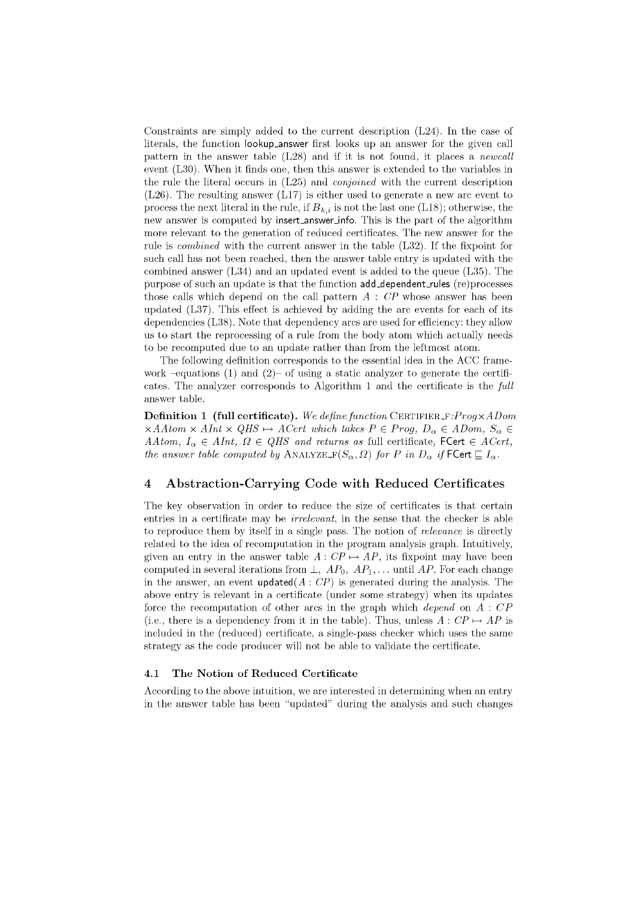Constraints are simply added to the current description (L24). In the case of literals, the function lookup_answer first looks up an answer for the given call pattern in the answer table (L28) and if it is not found, it places a *newcall* event (L30). When it finds one, then this answer is extended to the variables in the rule the literal occurs in (L25) and *conjoined* with the current description (L26). The resulting answer (L17) is either used to generate a new arc event to process the next literal in the rule, if $B_{k,i}$ is not the last one (L18); otherwise, the new answer is computed by insert_answer_info. This is the part of the algorithm more relevant to the generation of reduced certificates. The new answer for the rule is *combined* with the current answer in the table (L32). If the fixpoint for such call has not been reached, then the answer table entry is updated with the combined answer (L34) and an updated event is added to the queue (L35). The purpose of such an update is that the function add_dependent_rules (re)processes those calls which depend on the call pattern $A : CP$ whose answer has been updated (L37). This effect is achieved by adding the arc events for each of its dependencies (L38). Note that dependency arcs are used for efficiency: they allow us to start the reprocessing of a rule from the body atom which actually needs to be recomputed due to an update rather than from the leftmost atom.

The following definition corresponds to the essential idea in the ACC framework –equations (1) and (2)– of using a static analyzer to generate the certificates. The analyzer corresponds to Algorithm 1 and the certificate is the *full* answer table.

**Definition 1 (full certificate).** *We define function* CERTIFIER_F*:*$Prog \times ADom \times AAtom \times AInt \times QHS \mapsto ACert$ *which takes* $P \in Prog$*,* $D_\alpha \in ADom$*,* $S_\alpha \in AAtom$*,* $I_\alpha \in AInt$*,* $\Omega \in QHS$ *and returns as* full certificate*,* $\mathsf{FCert} \in ACert$*, the answer table computed by* ANALYZE_F$(S_\alpha, \Omega)$ *for* $P$ *in* $D_\alpha$ *if* $\mathsf{FCert} \sqsubseteq I_\alpha$*.*

## 4 Abstraction-Carrying Code with Reduced Certificates

The key observation in order to reduce the size of certificates is that certain entries in a certificate may be *irrelevant*, in the sense that the checker is able to reproduce them by itself in a single pass. The notion of *relevance* is directly related to the idea of recomputation in the program analysis graph. Intuitively, given an entry in the answer table $A : CP \mapsto AP$, its fixpoint may have been computed in several iterations from $\perp$, $AP_0$, $AP_1, \ldots$ until $AP$. For each change in the answer, an event updated$(A : CP)$ is generated during the analysis. The above entry is relevant in a certificate (under some strategy) when its updates force the recomputation of other arcs in the graph which *depend* on $A : CP$ (i.e., there is a dependency from it in the table). Thus, unless $A : CP \mapsto AP$ is included in the (reduced) certificate, a single-pass checker which uses the same strategy as the code producer will not be able to validate the certificate.

### 4.1 The Notion of Reduced Certificate

According to the above intuition, we are interested in determining when an entry in the answer table has been "updated" during the analysis and such changes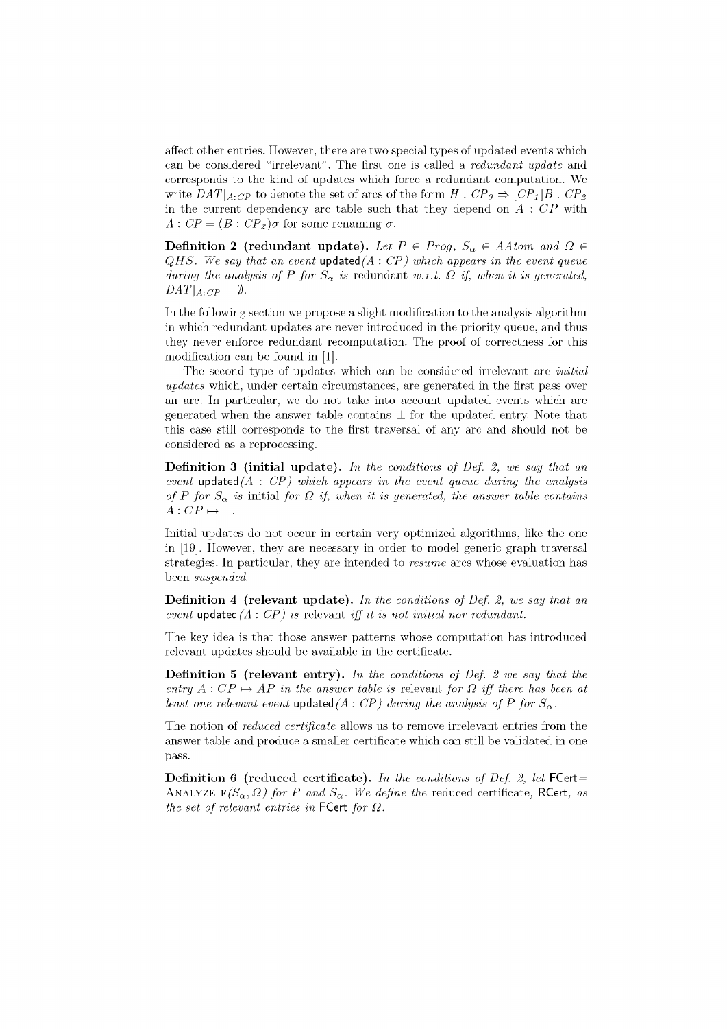affect other entries. However, there are two special types of updated events which can be considered "irrelevant". The first one is called a *redundant update* and corresponds to the kind of updates which force a redundant computation. We write $DAT|_{A:CP}$ to denote the set of arcs of the form $H : CP_0 \Rightarrow [CP_1]B : CP_2$ in the current dependency arc table such that they depend on $A : CP$ with $A : CP = (B : CP_2)\sigma$ for some renaming $\sigma$.

**Definition 2 (redundant update).** *Let $P \in Prog$, $S_\alpha \in AAtom$ and $\Omega \in QHS$. We say that an event* updated*$(A : CP)$ which appears in the event queue during the analysis of $P$ for $S_\alpha$ is* redundant *w.r.t. $\Omega$ if, when it is generated, $DAT|_{A:CP} = \emptyset$.*

In the following section we propose a slight modification to the analysis algorithm in which redundant updates are never introduced in the priority queue, and thus they never enforce redundant recomputation. The proof of correctness for this modification can be found in [1].

The second type of updates which can be considered irrelevant are *initial updates* which, under certain circumstances, are generated in the first pass over an arc. In particular, we do not take into account updated events which are generated when the answer table contains $\bot$ for the updated entry. Note that this case still corresponds to the first traversal of any arc and should not be considered as a reprocessing.

**Definition 3 (initial update).** *In the conditions of Def. 2, we say that an event* updated*$(A : CP)$ which appears in the event queue during the analysis of $P$ for $S_\alpha$ is* initial *for $\Omega$ if, when it is generated, the answer table contains $A : CP \mapsto \bot$.*

Initial updates do not occur in certain very optimized algorithms, like the one in [19]. However, they are necessary in order to model generic graph traversal strategies. In particular, they are intended to *resume* arcs whose evaluation has been *suspended*.

**Definition 4 (relevant update).** *In the conditions of Def. 2, we say that an event* updated*$(A : CP)$ is* relevant *iff it is not initial nor redundant.*

The key idea is that those answer patterns whose computation has introduced relevant updates should be available in the certificate.

**Definition 5 (relevant entry).** *In the conditions of Def. 2 we say that the entry $A : CP \mapsto AP$ in the answer table is* relevant *for $\Omega$ iff there has been at least one relevant event* updated*$(A : CP)$ during the analysis of $P$ for $S_\alpha$.*

The notion of *reduced certificate* allows us to remove irrelevant entries from the answer table and produce a smaller certificate which can still be validated in one pass.

**Definition 6 (reduced certificate).** *In the conditions of Def. 2, let* FCert $=$ ANALYZE_F*$(S_\alpha, \Omega)$ for $P$ and $S_\alpha$. We define the* reduced certificate, RCert, *as the set of relevant entries in* FCert *for $\Omega$.*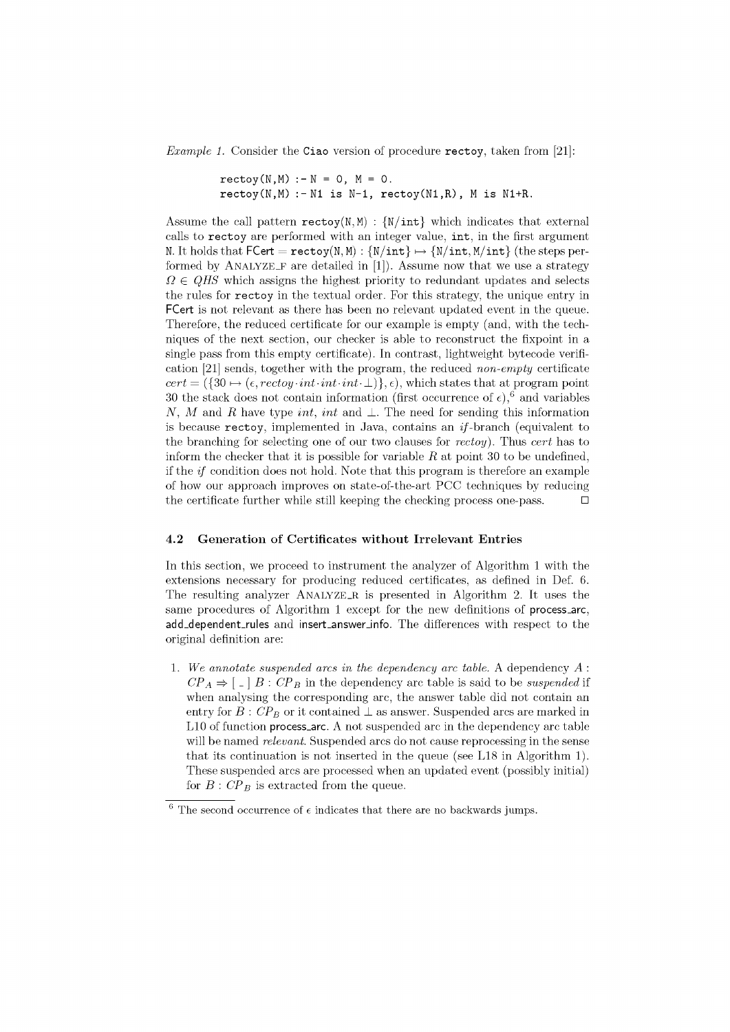*Example 1.* Consider the `Ciao` version of procedure `rectoy`, taken from [21]:

```
rectoy(N,M) :- N = 0, M = 0.
rectoy(N,M) :- N1 is N-1, rectoy(N1,R), M is N1+R.
```

Assume the call pattern `rectoy(N,M)` : `{N/int}` which indicates that external calls to `rectoy` are performed with an integer value, `int`, in the first argument `N`. It holds that FCert = `rectoy(N,M)` : `{N/int}` $\mapsto$ `{N/int, M/int}` (the steps performed by Analyze_F are detailed in [1]). Assume now that we use a strategy $\Omega \in QHS$ which assigns the highest priority to redundant updates and selects the rules for `rectoy` in the textual order. For this strategy, the unique entry in FCert is not relevant as there has been no relevant updated event in the queue. Therefore, the reduced certificate for our example is empty (and, with the techniques of the next section, our checker is able to reconstruct the fixpoint in a single pass from this empty certificate). In contrast, lightweight bytecode verification [21] sends, together with the program, the reduced *non-empty* certificate $cert = (\{30 \mapsto (\epsilon, rectoy \cdot int \cdot int \cdot int \cdot \bot)\}, \epsilon)$, which states that at program point 30 the stack does not contain information (first occurrence of $\epsilon$),[6] and variables $N$, $M$ and $R$ have type $int$, $int$ and $\bot$. The need for sending this information is because `rectoy`, implemented in Java, contains an *if*-branch (equivalent to the branching for selecting one of our two clauses for *rectoy*). Thus *cert* has to inform the checker that it is possible for variable $R$ at point 30 to be undefined, if the *if* condition does not hold. Note that this program is therefore an example of how our approach improves on state-of-the-art PCC techniques by reducing the certificate further while still keeping the checking process one-pass. □

### 4.2 Generation of Certificates without Irrelevant Entries

In this section, we proceed to instrument the analyzer of Algorithm 1 with the extensions necessary for producing reduced certificates, as defined in Def. 6. The resulting analyzer Analyze_R is presented in Algorithm 2. It uses the same procedures of Algorithm 1 except for the new definitions of process_arc, add_dependent_rules and insert_answer_info. The differences with respect to the original definition are:

1. *We annotate suspended arcs in the dependency arc table.* A dependency $A : CP_A \Rightarrow [\ \_\ ]\ B : CP_B$ in the dependency arc table is said to be *suspended* if when analysing the corresponding arc, the answer table did not contain an entry for $B : CP_B$ or it contained $\bot$ as answer. Suspended arcs are marked in L10 of function process_arc. A not suspended arc in the dependency arc table will be named *relevant*. Suspended arcs do not cause reprocessing in the sense that its continuation is not inserted in the queue (see L18 in Algorithm 1). These suspended arcs are processed when an updated event (possibly initial) for $B : CP_B$ is extracted from the queue.

[6] The second occurrence of $\epsilon$ indicates that there are no backwards jumps.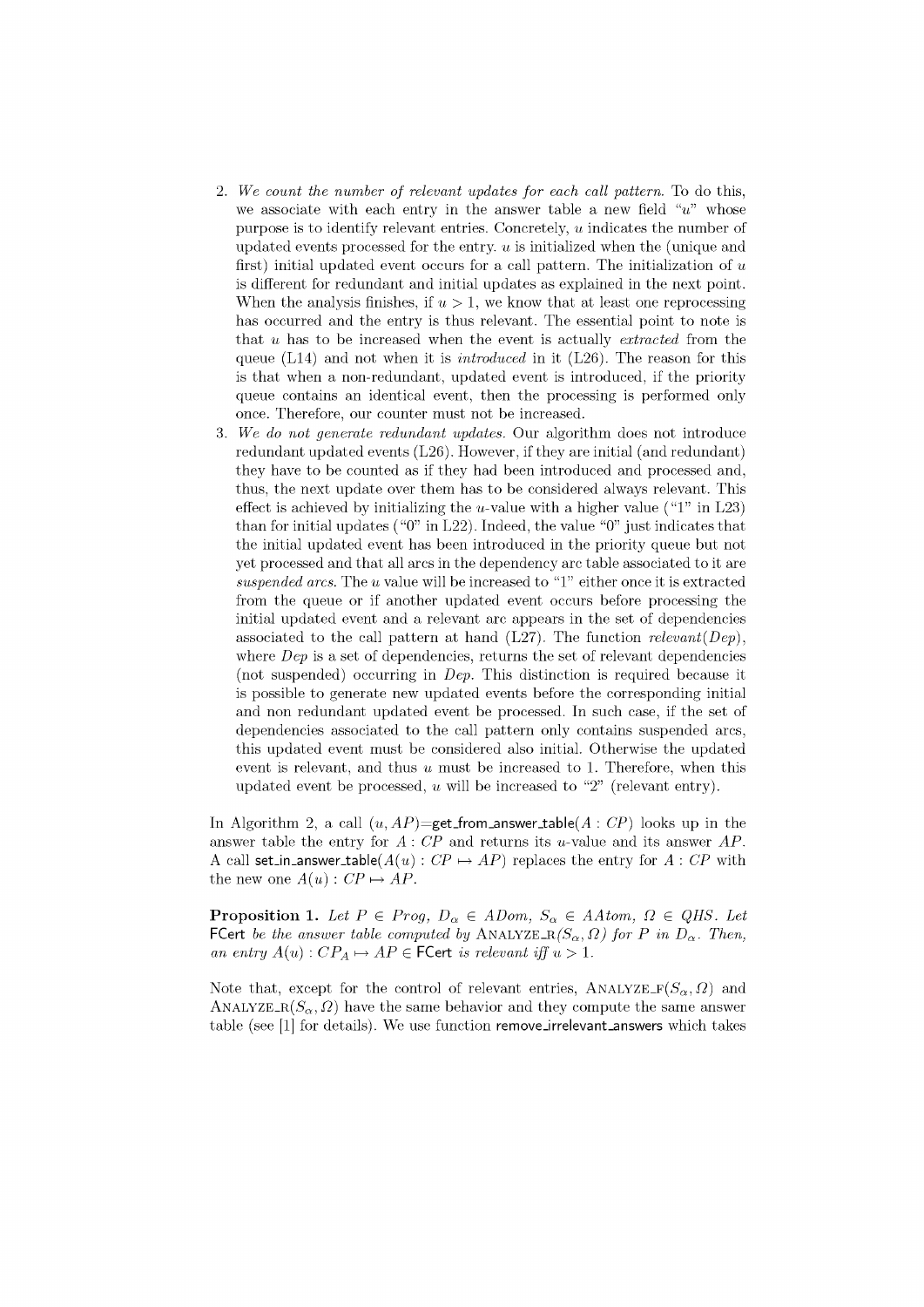2. *We count the number of relevant updates for each call pattern.* To do this, we associate with each entry in the answer table a new field "$u$" whose purpose is to identify relevant entries. Concretely, $u$ indicates the number of updated events processed for the entry. $u$ is initialized when the (unique and first) initial updated event occurs for a call pattern. The initialization of $u$ is different for redundant and initial updates as explained in the next point. When the analysis finishes, if $u > 1$, we know that at least one reprocessing has occurred and the entry is thus relevant. The essential point to note is that $u$ has to be increased when the event is actually *extracted* from the queue (L14) and not when it is *introduced* in it (L26). The reason for this is that when a non-redundant, updated event is introduced, if the priority queue contains an identical event, then the processing is performed only once. Therefore, our counter must not be increased.
3. *We do not generate redundant updates.* Our algorithm does not introduce redundant updated events (L26). However, if they are initial (and redundant) they have to be counted as if they had been introduced and processed and, thus, the next update over them has to be considered always relevant. This effect is achieved by initializing the $u$-value with a higher value ("1" in L23) than for initial updates ("0" in L22). Indeed, the value "0" just indicates that the initial updated event has been introduced in the priority queue but not yet processed and that all arcs in the dependency arc table associated to it are *suspended arcs*. The $u$ value will be increased to "1" either once it is extracted from the queue or if another updated event occurs before processing the initial updated event and a relevant arc appears in the set of dependencies associated to the call pattern at hand (L27). The function $relevant(Dep)$, where $Dep$ is a set of dependencies, returns the set of relevant dependencies (not suspended) occurring in $Dep$. This distinction is required because it is possible to generate new updated events before the corresponding initial and non redundant updated event be processed. In such case, if the set of dependencies associated to the call pattern only contains suspended arcs, this updated event must be considered also initial. Otherwise the updated event is relevant, and thus $u$ must be increased to 1. Therefore, when this updated event be processed, $u$ will be increased to "2" (relevant entry).

In Algorithm 2, a call $(u, AP)$=get_from_answer_table($A : CP$) looks up in the answer table the entry for $A : CP$ and returns its $u$-value and its answer $AP$. A call set_in_answer_table($A(u) : CP \mapsto AP$) replaces the entry for $A : CP$ with the new one $A(u) : CP \mapsto AP$.

**Proposition 1.** *Let $P \in Prog$, $D_\alpha \in ADom$, $S_\alpha \in AAtom$, $\Omega \in QHS$. Let* FCert *be the answer table computed by* ANALYZE_R$(S_\alpha, \Omega)$ *for $P$ in $D_\alpha$. Then, an entry $A(u) : CP_A \mapsto AP \in$* FCert *is relevant iff $u > 1$.*

Note that, except for the control of relevant entries, ANALYZE_F$(S_\alpha, \Omega)$ and ANALYZE_R$(S_\alpha, \Omega)$ have the same behavior and they compute the same answer table (see [1] for details). We use function remove_irrelevant_answers which takes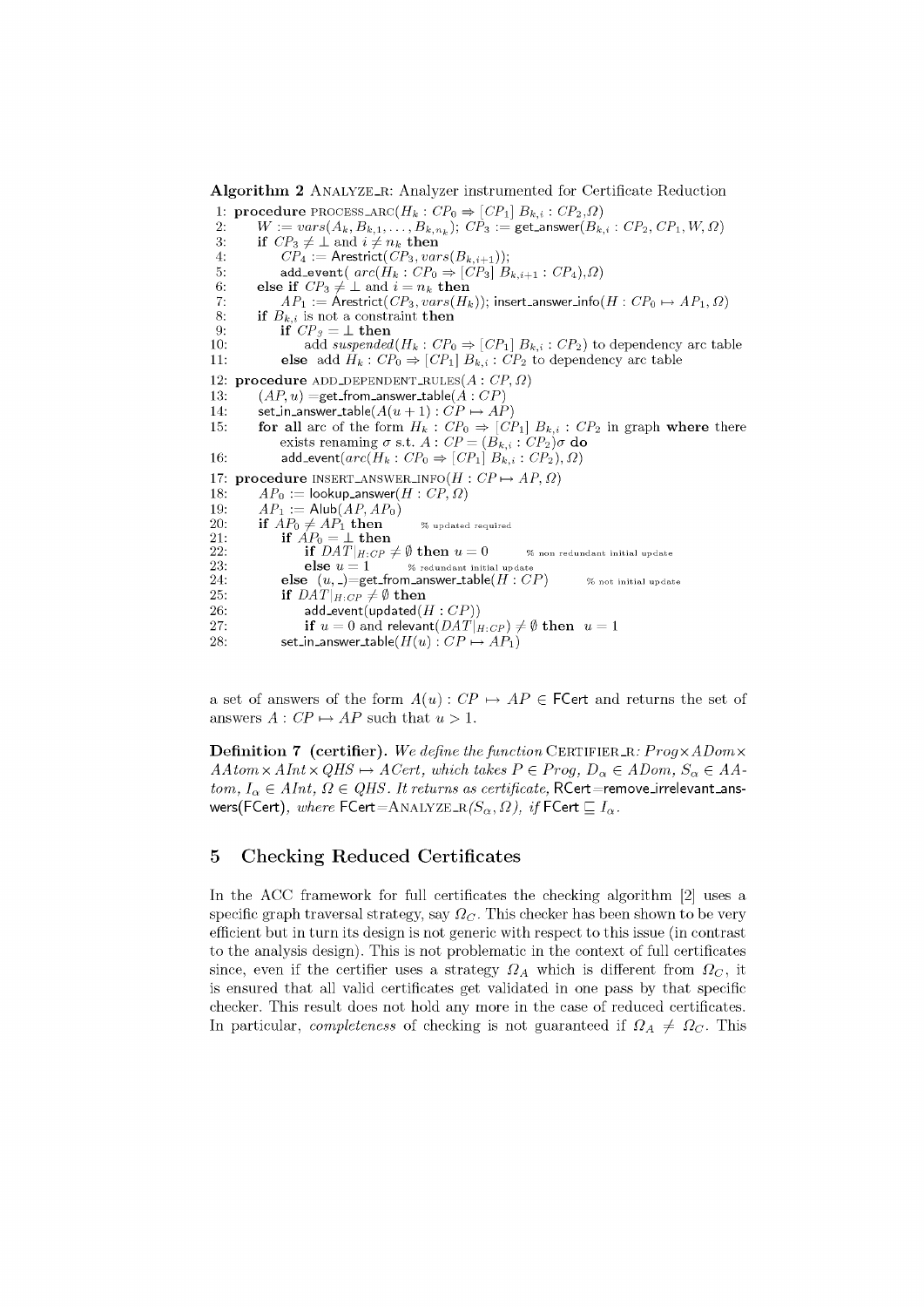**Algorithm 2** Analyze_r: Analyzer instrumented for Certificate Reduction

```
1: procedure PROCESS_ARC(H_k : CP_0 ⇒ [CP_1] B_{k,i} : CP_2, Ω)
2:     W := vars(A_k, B_{k,1}, ..., B_{k,n_k}); CP_3 := get_answer(B_{k,i} : CP_2, CP_1, W, Ω)
3:     if CP_3 ≠ ⊥ and i ≠ n_k then
4:         CP_4 := Arestrict(CP_3, vars(B_{k,i+1}));
5:         add_event( arc(H_k : CP_0 ⇒ [CP_3] B_{k,i+1} : CP_4), Ω)
6:     else if CP_3 ≠ ⊥ and i = n_k then
7:         AP_1 := Arestrict(CP_3, vars(H_k)); insert_answer_info(H : CP_0 ↦ AP_1, Ω)
8:     if B_{k,i} is not a constraint then
9:         if CP_3 = ⊥ then
10:            add suspended(H_k : CP_0 ⇒ [CP_1] B_{k,i} : CP_2) to dependency arc table
11:        else add H_k : CP_0 ⇒ [CP_1] B_{k,i} : CP_2 to dependency arc table
12: procedure ADD_DEPENDENT_RULES(A : CP, Ω)
13:     (AP, u) = get_from_answer_table(A : CP)
14:     set_in_answer_table(A(u + 1) : CP ↦ AP)
15:     for all arc of the form H_k : CP_0 ⇒ [CP_1] B_{k,i} : CP_2 in graph where there
        exists renaming σ s.t. A : CP = (B_{k,i} : CP_2)σ do
16:         add_event(arc(H_k : CP_0 ⇒ [CP_1] B_{k,i} : CP_2), Ω)
17: procedure INSERT_ANSWER_INFO(H : CP ↦ AP, Ω)
18:     AP_0 := lookup_answer(H : CP, Ω)
19:     AP_1 := Alub(AP, AP_0)
20:     if AP_0 ≠ AP_1 then            % updated required
21:         if AP_0 = ⊥ then
22:             if DAT|_{H:CP} ≠ ∅ then u = 0       % non redundant initial update
23:             else u = 1        % redundant initial update
24:         else (u, _)=get_from_answer_table(H : CP)       % not initial update
25:         if DAT|_{H:CP} ≠ ∅ then
26:             add_event(updated(H : CP))
27:             if u = 0 and relevant(DAT|_{H:CP}) ≠ ∅ then u = 1
28:         set_in_answer_table(H(u) : CP ↦ AP_1)
```

a set of answers of the form $A(u) : CP \mapsto AP \in$ FCert and returns the set of answers $A : CP \mapsto AP$ such that $u > 1$.

**Definition 7 (certifier).** *We define the function* Certifier_r*:* $Prog \times ADom \times AAtom \times AInt \times QHS \mapsto ACert$*, which takes* $P \in Prog$*,* $D_\alpha \in ADom$*,* $S_\alpha \in AAtom$*,* $I_\alpha \in AInt$*,* $\Omega \in QHS$*. It returns as certificate,* RCert=remove_irrelevant_answers(FCert)*, where* FCert=Analyze_r$(S_\alpha, \Omega)$*, if* FCert $\sqsubseteq I_\alpha$*.*

## 5 Checking Reduced Certificates

In the ACC framework for full certificates the checking algorithm [2] uses a specific graph traversal strategy, say $\Omega_C$. This checker has been shown to be very efficient but in turn its design is not generic with respect to this issue (in contrast to the analysis design). This is not problematic in the context of full certificates since, even if the certifier uses a strategy $\Omega_A$ which is different from $\Omega_C$, it is ensured that all valid certificates get validated in one pass by that specific checker. This result does not hold any more in the case of reduced certificates. In particular, *completeness* of checking is not guaranteed if $\Omega_A \neq \Omega_C$. This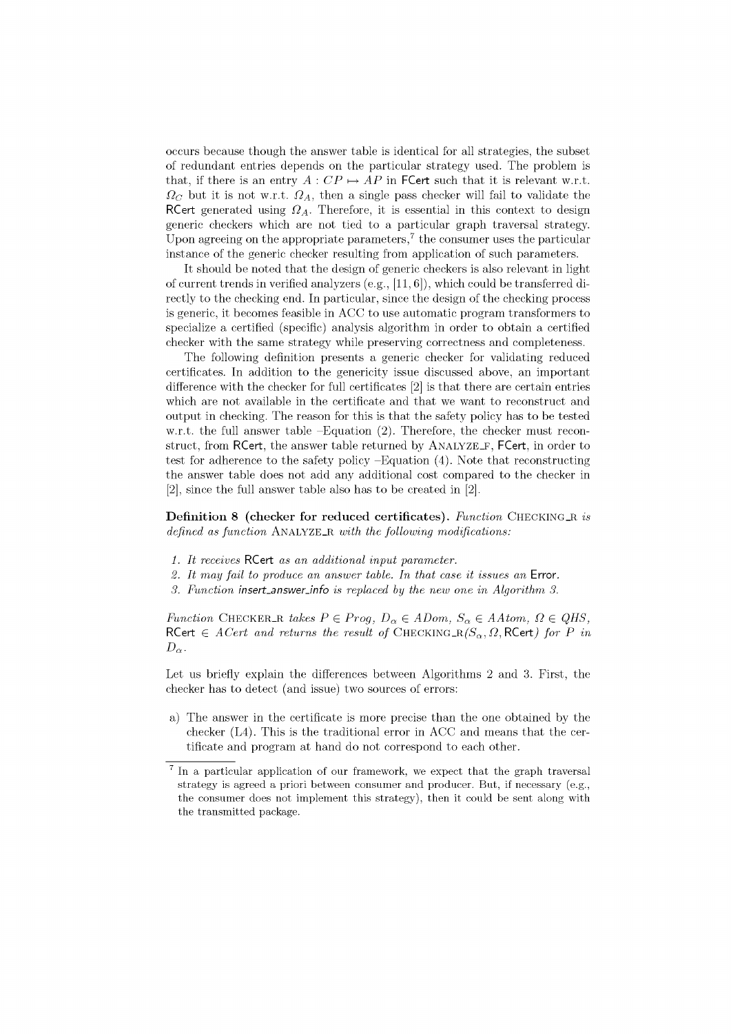occurs because though the answer table is identical for all strategies, the subset of redundant entries depends on the particular strategy used. The problem is that, if there is an entry $A : CP \mapsto AP$ in FCert such that it is relevant w.r.t. $\Omega_C$ but it is not w.r.t. $\Omega_A$, then a single pass checker will fail to validate the RCert generated using $\Omega_A$. Therefore, it is essential in this context to design generic checkers which are not tied to a particular graph traversal strategy. Upon agreeing on the appropriate parameters,[7] the consumer uses the particular instance of the generic checker resulting from application of such parameters.

It should be noted that the design of generic checkers is also relevant in light of current trends in verified analyzers (e.g., [11, 6]), which could be transferred directly to the checking end. In particular, since the design of the checking process is generic, it becomes feasible in ACC to use automatic program transformers to specialize a certified (specific) analysis algorithm in order to obtain a certified checker with the same strategy while preserving correctness and completeness.

The following definition presents a generic checker for validating reduced certificates. In addition to the genericity issue discussed above, an important difference with the checker for full certificates [2] is that there are certain entries which are not available in the certificate and that we want to reconstruct and output in checking. The reason for this is that the safety policy has to be tested w.r.t. the full answer table –Equation (2). Therefore, the checker must reconstruct, from RCert, the answer table returned by ANALYZE_F, FCert, in order to test for adherence to the safety policy –Equation (4). Note that reconstructing the answer table does not add any additional cost compared to the checker in [2], since the full answer table also has to be created in [2].

**Definition 8 (checker for reduced certificates).** *Function* CHECKING_R *is defined as function* ANALYZE_R *with the following modifications:*

1. *It receives* RCert *as an additional input parameter.*
2. *It may fail to produce an answer table. In that case it issues an* Error*.*
3. *Function* insert_answer_info *is replaced by the new one in Algorithm 3.*

*Function* CHECKER_R *takes* $P \in Prog$, $D_\alpha \in ADom$, $S_\alpha \in AAtom$, $\Omega \in QHS$, RCert $\in ACert$ *and returns the result of* CHECKING_R($S_\alpha, \Omega,$ RCert) *for* $P$ *in* $D_\alpha$.

Let us briefly explain the differences between Algorithms 2 and 3. First, the checker has to detect (and issue) two sources of errors:

a) The answer in the certificate is more precise than the one obtained by the checker (L4). This is the traditional error in ACC and means that the certificate and program at hand do not correspond to each other.

[7] In a particular application of our framework, we expect that the graph traversal strategy is agreed a priori between consumer and producer. But, if necessary (e.g., the consumer does not implement this strategy), then it could be sent along with the transmitted package.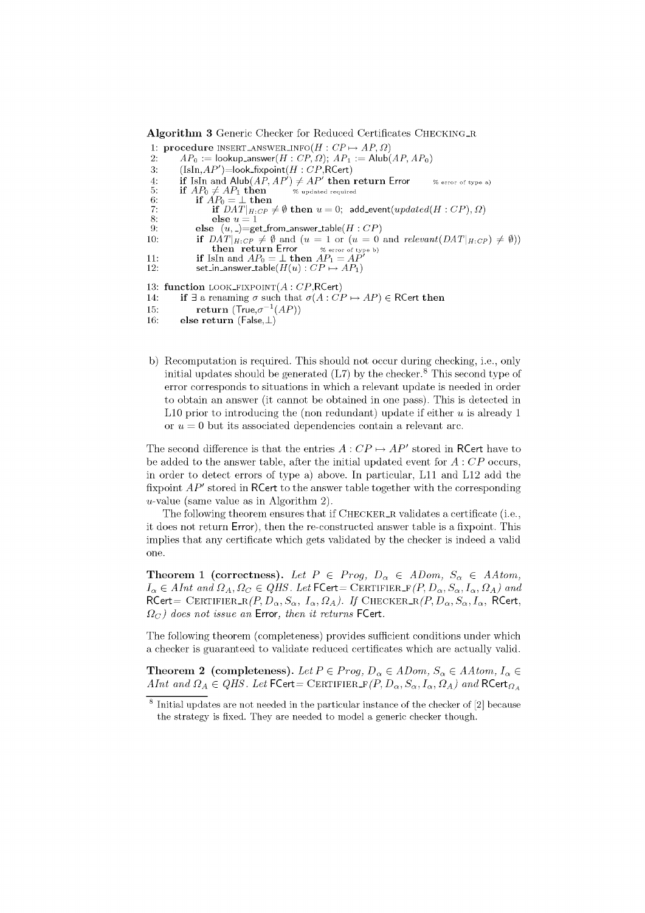**Algorithm 3** Generic Checker for Reduced Certificates CHECKING_R

```
1: procedure INSERT_ANSWER_INFO(H : CP ↦ AP, Ω)
2:    AP0 := lookup_answer(H : CP, Ω); AP1 := Alub(AP, AP0)
3:    (IsIn, AP′)=look_fixpoint(H : CP, RCert)
4:    if IsIn and Alub(AP, AP′) ≠ AP′ then return Error      % error of type a)
5:    if AP0 ≠ AP1 then      % updated required
6:       if AP0 = ⊥ then
7:          if DAT|H:CP ≠ ∅ then u = 0; add_event(updated(H : CP), Ω)
8:          else u = 1
9:       else (u, _)=get_from_answer_table(H : CP)
10:      if DAT|H:CP ≠ ∅ and (u = 1 or (u = 0 and relevant(DAT|H:CP) ≠ ∅))
            then return Error      % error of type b)
11:      if IsIn and AP0 = ⊥ then AP1 = AP′
12:      set_in_answer_table(H(u) : CP ↦ AP1)

13: function LOOK_FIXPOINT(A : CP, RCert)
14:    if ∃ a renaming σ such that σ(A : CP ↦ AP) ∈ RCert then
15:       return (True, σ⁻¹(AP))
16:    else return (False, ⊥)
```

b) Recomputation is required. This should not occur during checking, i.e., only initial updates should be generated (L7) by the checker.[8] This second type of error corresponds to situations in which a relevant update is needed in order to obtain an answer (it cannot be obtained in one pass). This is detected in L10 prior to introducing the (non redundant) update if either $u$ is already 1 or $u = 0$ but its associated dependencies contain a relevant arc.

The second difference is that the entries $A : CP \mapsto AP'$ stored in RCert have to be added to the answer table, after the initial updated event for $A : CP$ occurs, in order to detect errors of type a) above. In particular, L11 and L12 add the fixpoint $AP'$ stored in RCert to the answer table together with the corresponding $u$-value (same value as in Algorithm 2).

The following theorem ensures that if CHECKER_R validates a certificate (i.e., it does not return Error), then the re-constructed answer table is a fixpoint. This implies that any certificate which gets validated by the checker is indeed a valid one.

**Theorem 1 (correctness).** *Let $P \in Prog$, $D_\alpha \in ADom$, $S_\alpha \in AAtom$, $I_\alpha \in AInt$ and $\Omega_A, \Omega_C \in QHS$. Let* FCert= CERTIFIER_F*$(P, D_\alpha, S_\alpha, I_\alpha, \Omega_A)$ and* RCert= CERTIFIER_R*$(P, D_\alpha, S_\alpha, I_\alpha, \Omega_A)$. If* CHECKER_R*$(P, D_\alpha, S_\alpha, I_\alpha,$* RCert*$, \Omega_C)$ does not issue an* Error*, then it returns* FCert*.*

The following theorem (completeness) provides sufficient conditions under which a checker is guaranteed to validate reduced certificates which are actually valid.

**Theorem 2 (completeness).** *Let $P \in Prog$, $D_\alpha \in ADom$, $S_\alpha \in AAtom$, $I_\alpha \in AInt$ and $\Omega_A \in QHS$. Let* FCert= CERTIFIER_F*$(P, D_\alpha, S_\alpha, I_\alpha, \Omega_A)$ and* $\mathsf{RCert}_{\Omega_A}$

[8] Initial updates are not needed in the particular instance of the checker of [2] because the strategy is fixed. They are needed to model a generic checker though.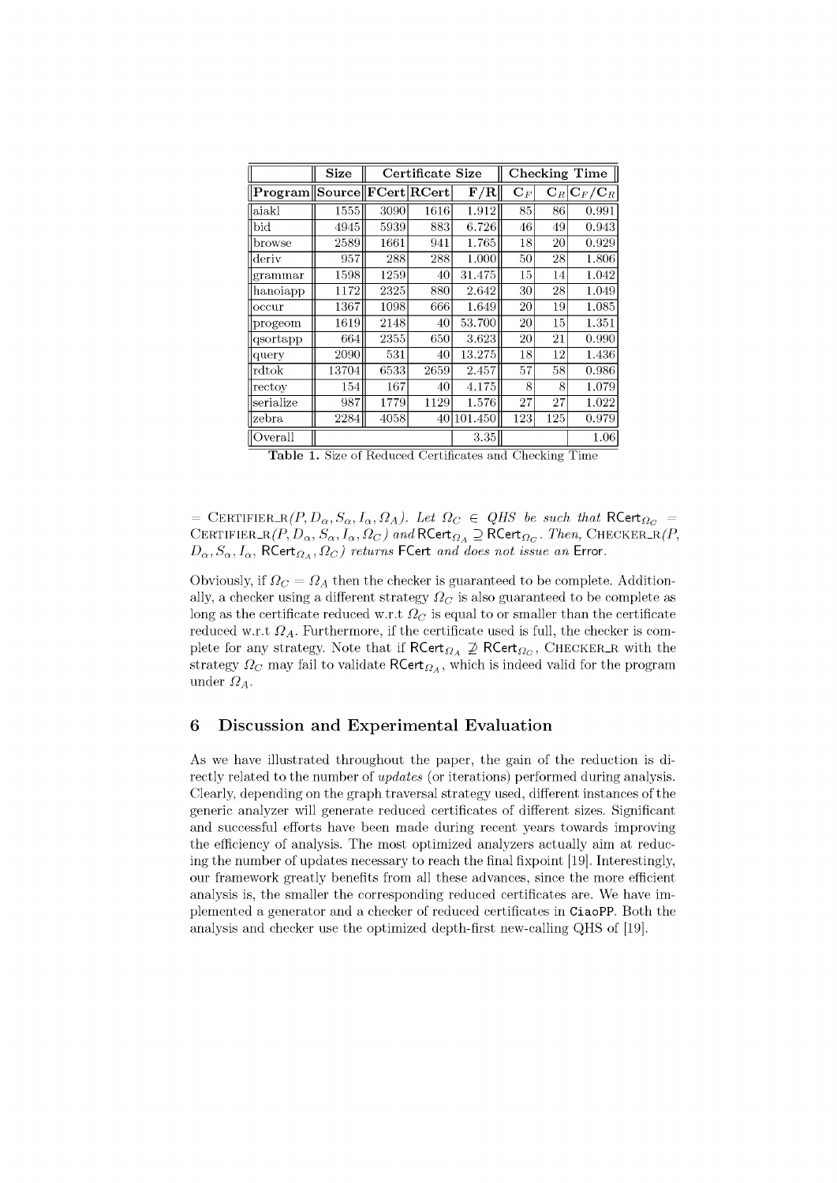| | Size | Certificate Size | | | Checking Time | | |
|---|---|---|---|---|---|---|---|
| **Program** | **Source** | **FCert** | **RCert** | **F/R** | $\mathbf{C}_F$ | $\mathbf{C}_R$ | $\mathbf{C}_F/\mathbf{C}_R$ |
| aiakl | 1555 | 3090 | 1616 | 1.912 | 85 | 86 | 0.991 |
| bid | 4945 | 5939 | 883 | 6.726 | 46 | 49 | 0.943 |
| browse | 2589 | 1661 | 941 | 1.765 | 18 | 20 | 0.929 |
| deriv | 957 | 288 | 288 | 1.000 | 50 | 28 | 1.806 |
| grammar | 1598 | 1259 | 40 | 31.475 | 15 | 14 | 1.042 |
| hanoiapp | 1172 | 2325 | 880 | 2.642 | 30 | 28 | 1.049 |
| occur | 1367 | 1098 | 666 | 1.649 | 20 | 19 | 1.085 |
| progeom | 1619 | 2148 | 40 | 53.700 | 20 | 15 | 1.351 |
| qsortapp | 664 | 2355 | 650 | 3.623 | 20 | 21 | 0.990 |
| query | 2090 | 531 | 40 | 13.275 | 18 | 12 | 1.436 |
| rdtok | 13704 | 6533 | 2659 | 2.457 | 57 | 58 | 0.986 |
| rectoy | 154 | 167 | 40 | 4.175 | 8 | 8 | 1.079 |
| serialize | 987 | 1779 | 1129 | 1.576 | 27 | 27 | 1.022 |
| zebra | 2284 | 4058 | 40 | 101.450 | 123 | 125 | 0.979 |
| Overall | | | | 3.35 | | | 1.06 |

**Table 1.** Size of Reduced Certificates and Checking Time

$=$ CERTIFIER_R$(P, D_\alpha, S_\alpha, I_\alpha, \Omega_A)$. *Let* $\Omega_C \in QHS$ *be such that* $\mathsf{RCert}_{\Omega_C} =$ CERTIFIER_R$(P, D_\alpha, S_\alpha, I_\alpha, \Omega_C)$ *and* $\mathsf{RCert}_{\Omega_A} \supseteq \mathsf{RCert}_{\Omega_C}$. *Then,* CHECKER_R$(P, D_\alpha, S_\alpha, I_\alpha, \mathsf{RCert}_{\Omega_A}, \Omega_C)$ *returns* FCert *and does not issue an* Error.

Obviously, if $\Omega_C = \Omega_A$ then the checker is guaranteed to be complete. Additionally, a checker using a different strategy $\Omega_C$ is also guaranteed to be complete as long as the certificate reduced w.r.t $\Omega_C$ is equal to or smaller than the certificate reduced w.r.t $\Omega_A$. Furthermore, if the certificate used is full, the checker is complete for any strategy. Note that if $\mathsf{RCert}_{\Omega_A} \not\supseteq \mathsf{RCert}_{\Omega_C}$, CHECKER_R with the strategy $\Omega_C$ may fail to validate $\mathsf{RCert}_{\Omega_A}$, which is indeed valid for the program under $\Omega_A$.

## 6 Discussion and Experimental Evaluation

As we have illustrated throughout the paper, the gain of the reduction is directly related to the number of *updates* (or iterations) performed during analysis. Clearly, depending on the graph traversal strategy used, different instances of the generic analyzer will generate reduced certificates of different sizes. Significant and successful efforts have been made during recent years towards improving the efficiency of analysis. The most optimized analyzers actually aim at reducing the number of updates necessary to reach the final fixpoint [19]. Interestingly, our framework greatly benefits from all these advances, since the more efficient analysis is, the smaller the corresponding reduced certificates are. We have implemented a generator and a checker of reduced certificates in CiaoPP. Both the analysis and checker use the optimized depth-first new-calling QHS of [19].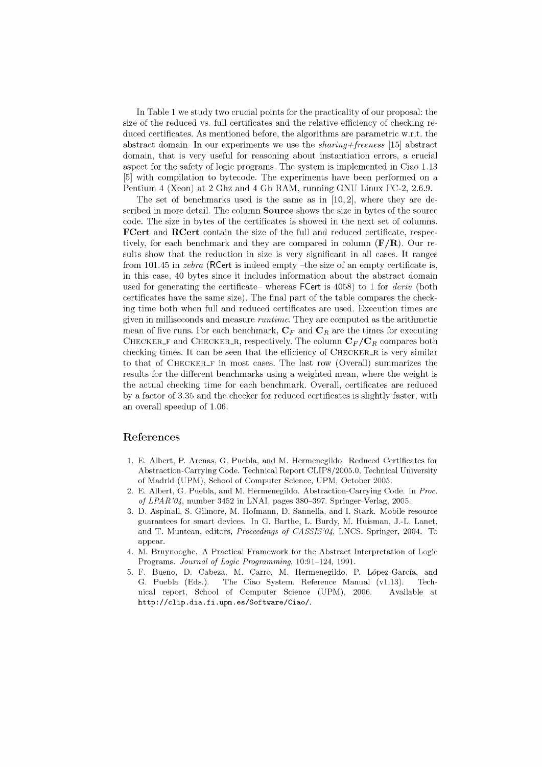In Table 1 we study two crucial points for the practicality of our proposal: the size of the reduced vs. full certificates and the relative efficiency of checking reduced certificates. As mentioned before, the algorithms are parametric w.r.t. the abstract domain. In our experiments we use the *sharing+freeness* [15] abstract domain, that is very useful for reasoning about instantiation errors, a crucial aspect for the safety of logic programs. The system is implemented in Ciao 1.13 [5] with compilation to bytecode. The experiments have been performed on a Pentium 4 (Xeon) at 2 Ghz and 4 Gb RAM, running GNU Linux FC-2, 2.6.9.

The set of benchmarks used is the same as in [10, 2], where they are described in more detail. The column **Source** shows the size in bytes of the source code. The size in bytes of the certificates is showed in the next set of columns. **FCert** and **RCert** contain the size of the full and reduced certificate, respectively, for each benchmark and they are compared in column **(F/R)**. Our results show that the reduction in size is very significant in all cases. It ranges from 101.45 in *zebra* (RCert is indeed empty –the size of an empty certificate is, in this case, 40 bytes since it includes information about the abstract domain used for generating the certificate– whereas FCert is 4058) to 1 for *deriv* (both certificates have the same size). The final part of the table compares the checking time both when full and reduced certificates are used. Execution times are given in milliseconds and measure *runtime*. They are computed as the arithmetic mean of five runs. For each benchmark, $\mathbf{C}_F$ and $\mathbf{C}_R$ are the times for executing CHECKER_F and CHECKER_R, respectively. The column $\mathbf{C}_F/\mathbf{C}_R$ compares both checking times. It can be seen that the efficiency of CHECKER_R is very similar to that of CHECKER_F in most cases. The last row (Overall) summarizes the results for the different benchmarks using a weighted mean, where the weight is the actual checking time for each benchmark. Overall, certificates are reduced by a factor of 3.35 and the checker for reduced certificates is slightly faster, with an overall speedup of 1.06.

## References

1. E. Albert, P. Arenas, G. Puebla, and M. Hermenegildo. Reduced Certificates for Abstraction-Carrying Code. Technical Report CLIP8/2005.0, Technical University of Madrid (UPM), School of Computer Science, UPM, October 2005.
2. E. Albert, G. Puebla, and M. Hermenegildo. Abstraction-Carrying Code. In *Proc. of LPAR'04*, number 3452 in LNAI, pages 380–397. Springer-Verlag, 2005.
3. D. Aspinall, S. Gilmore, M. Hofmann, D. Sannella, and I. Stark. Mobile resource guarantees for smart devices. In G. Barthe, L. Burdy, M. Huisman, J.-L. Lanet, and T. Muntean, editors, *Proceedings of CASSIS'04*, LNCS. Springer, 2004. To appear.
4. M. Bruynooghe. A Practical Framework for the Abstract Interpretation of Logic Programs. *Journal of Logic Programming*, 10:91–124, 1991.
5. F. Bueno, D. Cabeza, M. Carro, M. Hermenegildo, P. López-García, and G. Puebla (Eds.). The Ciao System. Reference Manual (v1.13). Technical report, School of Computer Science (UPM), 2006. Available at `http://clip.dia.fi.upm.es/Software/Ciao/`.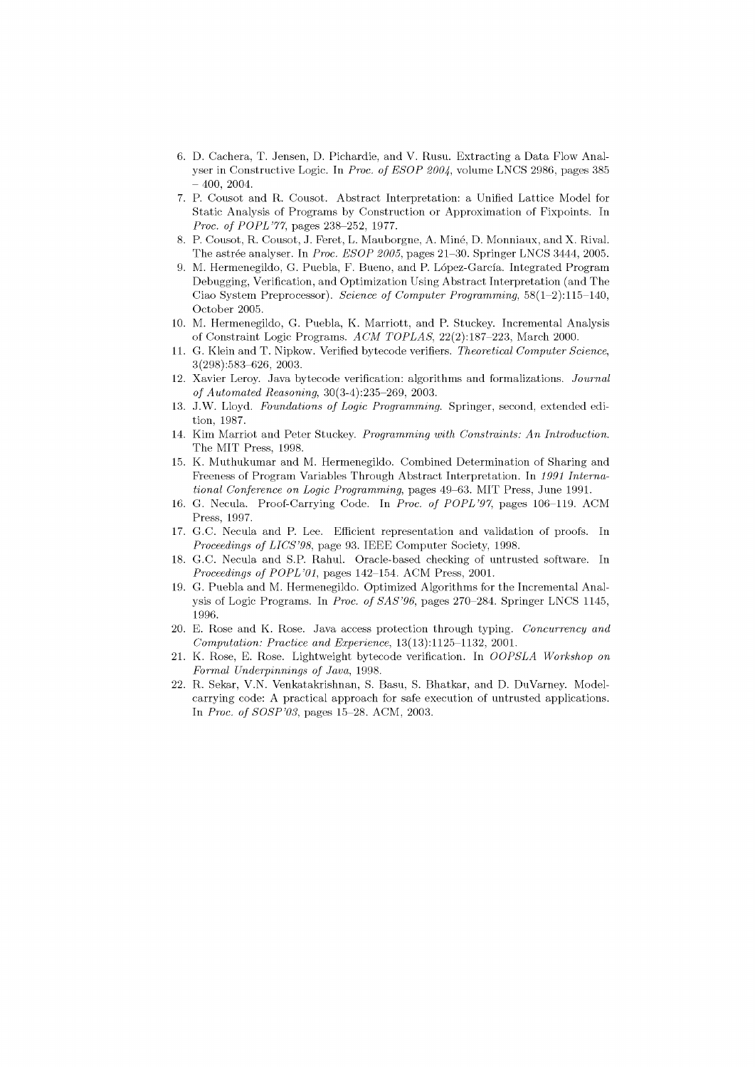6. D. Cachera, T. Jensen, D. Pichardie, and V. Rusu. Extracting a Data Flow Analyser in Constructive Logic. In *Proc. of ESOP 2004*, volume LNCS 2986, pages 385 – 400, 2004.
7. P. Cousot and R. Cousot. Abstract Interpretation: a Unified Lattice Model for Static Analysis of Programs by Construction or Approximation of Fixpoints. In *Proc. of POPL'77*, pages 238–252, 1977.
8. P. Cousot, R. Cousot, J. Feret, L. Mauborgne, A. Miné, D. Monniaux, and X. Rival. The astrée analyser. In *Proc. ESOP 2005*, pages 21–30. Springer LNCS 3444, 2005.
9. M. Hermenegildo, G. Puebla, F. Bueno, and P. López-García. Integrated Program Debugging, Verification, and Optimization Using Abstract Interpretation (and The Ciao System Preprocessor). *Science of Computer Programming*, 58(1–2):115–140, October 2005.
10. M. Hermenegildo, G. Puebla, K. Marriott, and P. Stuckey. Incremental Analysis of Constraint Logic Programs. *ACM TOPLAS*, 22(2):187–223, March 2000.
11. G. Klein and T. Nipkow. Verified bytecode verifiers. *Theoretical Computer Science*, 3(298):583–626, 2003.
12. Xavier Leroy. Java bytecode verification: algorithms and formalizations. *Journal of Automated Reasoning*, 30(3-4):235–269, 2003.
13. J.W. Lloyd. *Foundations of Logic Programming*. Springer, second, extended edition, 1987.
14. Kim Marriot and Peter Stuckey. *Programming with Constraints: An Introduction*. The MIT Press, 1998.
15. K. Muthukumar and M. Hermenegildo. Combined Determination of Sharing and Freeness of Program Variables Through Abstract Interpretation. In *1991 International Conference on Logic Programming*, pages 49–63. MIT Press, June 1991.
16. G. Necula. Proof-Carrying Code. In *Proc. of POPL'97*, pages 106–119. ACM Press, 1997.
17. G.C. Necula and P. Lee. Efficient representation and validation of proofs. In *Proceedings of LICS'98*, page 93. IEEE Computer Society, 1998.
18. G.C. Necula and S.P. Rahul. Oracle-based checking of untrusted software. In *Proceedings of POPL'01*, pages 142–154. ACM Press, 2001.
19. G. Puebla and M. Hermenegildo. Optimized Algorithms for the Incremental Analysis of Logic Programs. In *Proc. of SAS'96*, pages 270–284. Springer LNCS 1145, 1996.
20. E. Rose and K. Rose. Java access protection through typing. *Concurrency and Computation: Practice and Experience*, 13(13):1125–1132, 2001.
21. K. Rose, E. Rose. Lightweight bytecode verification. In *OOPSLA Workshop on Formal Underpinnings of Java*, 1998.
22. R. Sekar, V.N. Venkatakrishnan, S. Basu, S. Bhatkar, and D. DuVarney. Model-carrying code: A practical approach for safe execution of untrusted applications. In *Proc. of SOSP'03*, pages 15–28. ACM, 2003.